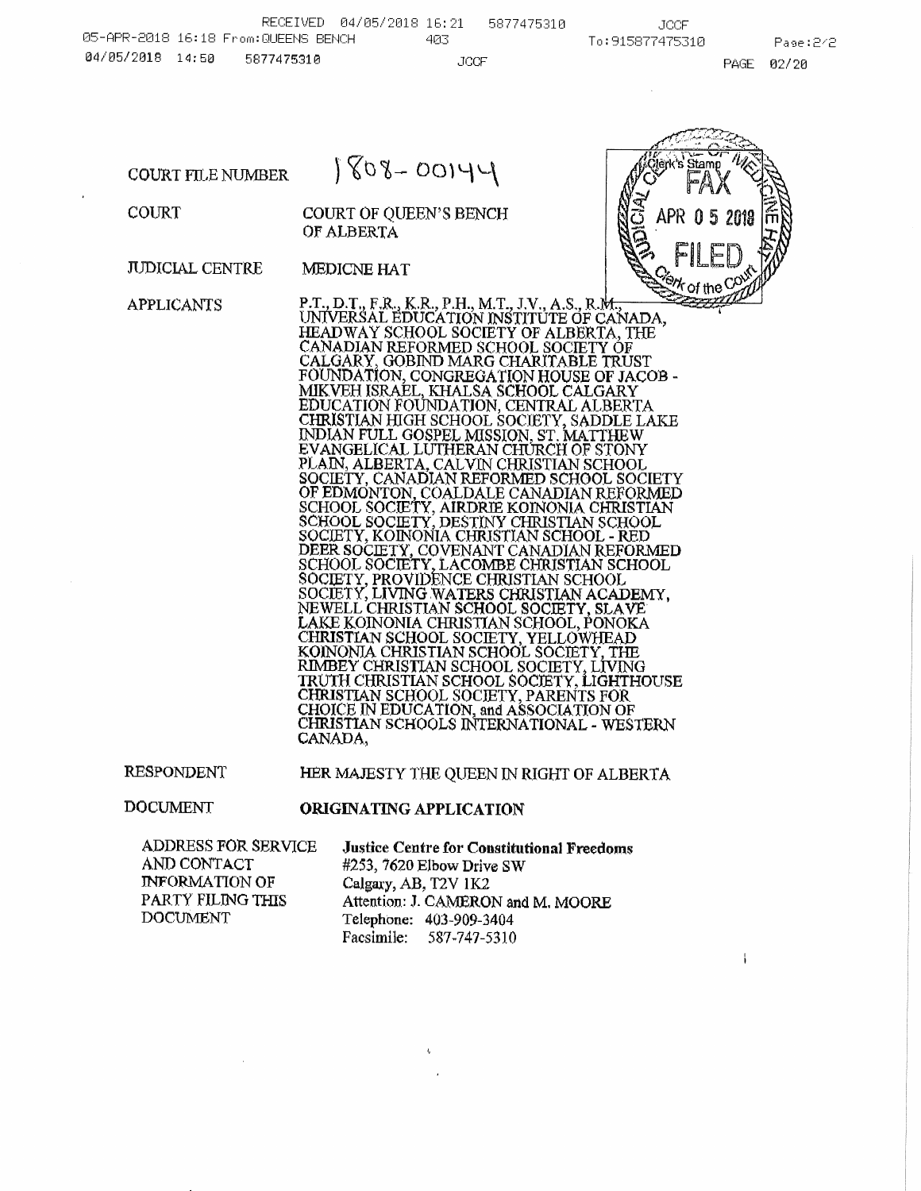| | |
|---|---|
| COURT FILE NUMBER | 1808-00144 |
| COURT | COURT OF QUEEN'S BENCH OF ALBERTA |
| JUDICIAL CENTRE | MEDICNE HAT |
| APPLICANTS | P.T., D.T., F.R., K.R., P.H., M.T., J.V., A.S., R.M., UNIVERSAL EDUCATION INSTITUTE OF CANADA, HEADWAY SCHOOL SOCIETY OF ALBERTA, THE CANADIAN REFORMED SCHOOL SOCIETY OF CALGARY, GOBIND MARG CHARITABLE TRUST FOUNDATION, CONGREGATION HOUSE OF JACOB - MIKVEH ISRAEL, KHALSA SCHOOL CALGARY EDUCATION FOUNDATION, CENTRAL ALBERTA CHRISTIAN HIGH SCHOOL SOCIETY, SADDLE LAKE INDIAN FULL GOSPEL MISSION, ST. MATTHEW EVANGELICAL LUTHERAN CHURCH OF STONY PLAIN, ALBERTA, CALVIN CHRISTIAN SCHOOL SOCIETY, CANADIAN REFORMED SCHOOL SOCIETY OF EDMONTON, COALDALE CANADIAN REFORMED SCHOOL SOCIETY, AIRDRIE KOINONIA CHRISTIAN SCHOOL SOCIETY, DESTINY CHRISTIAN SCHOOL SOCIETY, KOINONIA CHRISTIAN SCHOOL - RED DEER SOCIETY, COVENANT CANADIAN REFORMED SCHOOL SOCIETY, LACOMBE CHRISTIAN SCHOOL SOCIETY, PROVIDENCE CHRISTIAN SCHOOL SOCIETY, LIVING WATERS CHRISTIAN ACADEMY, NEWELL CHRISTIAN SCHOOL SOCIETY, SLAVE LAKE KOINONIA CHRISTIAN SCHOOL, PONOKA CHRISTIAN SCHOOL SOCIETY, YELLOWHEAD KOINONIA CHRISTIAN SCHOOL SOCIETY, THE RIMBEY CHRISTIAN SCHOOL SOCIETY, LIVING TRUTH CHRISTIAN SCHOOL SOCIETY, LIGHTHOUSE CHRISTIAN SCHOOL SOCIETY, PARENTS FOR CHOICE IN EDUCATION, and ASSOCIATION OF CHRISTIAN SCHOOLS INTERNATIONAL - WESTERN CANADA, |
| RESPONDENT | HER MAJESTY THE QUEEN IN RIGHT OF ALBERTA |
| DOCUMENT | **ORIGINATING APPLICATION** |
| ADDRESS FOR SERVICE AND CONTACT INFORMATION OF PARTY FILING THIS DOCUMENT | **Justice Centre for Constitutional Freedoms**<br>#253, 7620 Elbow Drive SW<br>Calgary, AB, T2V 1K2<br>Attention: J. CAMERON and M. MOORE<br>Telephone: 403-909-3404<br>Facsimile: 587-747-5310 |

Clerk's Stamp: JUDICIAL CENTRE OF MEDICINE HAT — FAX — APR 05 2018 — FILED — Clerk of the Court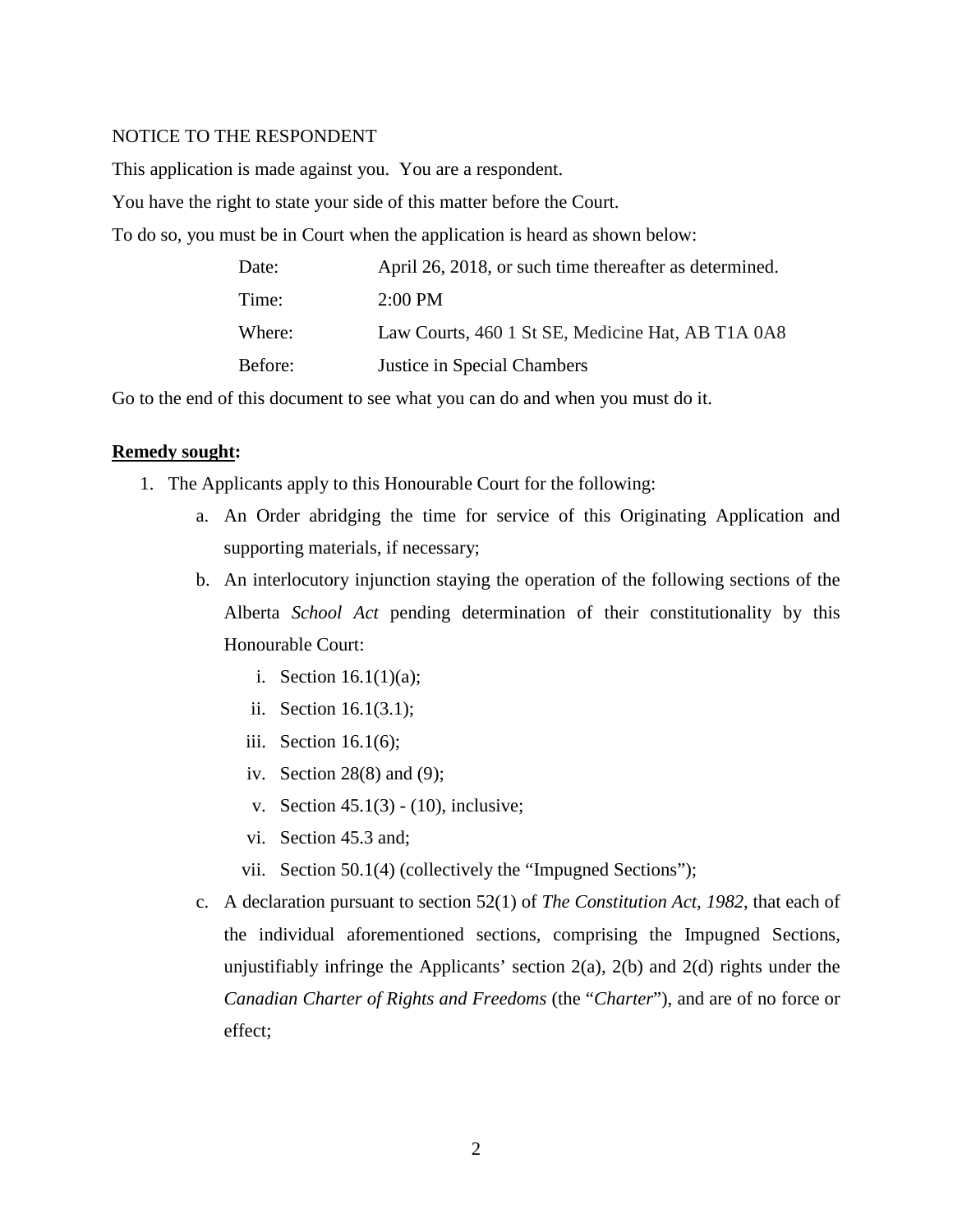NOTICE TO THE RESPONDENT

This application is made against you. You are a respondent.

You have the right to state your side of this matter before the Court.

To do so, you must be in Court when the application is heard as shown below:

| | |
|---|---|
| Date: | April 26, 2018, or such time thereafter as determined. |
| Time: | 2:00 PM |
| Where: | Law Courts, 460 1 St SE, Medicine Hat, AB T1A 0A8 |
| Before: | Justice in Special Chambers |

Go to the end of this document to see what you can do and when you must do it.

**Remedy sought:**

1. The Applicants apply to this Honourable Court for the following:
   a. An Order abridging the time for service of this Originating Application and supporting materials, if necessary;
   b. An interlocutory injunction staying the operation of the following sections of the Alberta *School Act* pending determination of their constitutionality by this Honourable Court:
      i. Section 16.1(1)(a);
      ii. Section 16.1(3.1);
      iii. Section 16.1(6);
      iv. Section 28(8) and (9);
      v. Section 45.1(3) - (10), inclusive;
      vi. Section 45.3 and;
      vii. Section 50.1(4) (collectively the "Impugned Sections");
   c. A declaration pursuant to section 52(1) of *The Constitution Act, 1982*, that each of the individual aforementioned sections, comprising the Impugned Sections, unjustifiably infringe the Applicants' section 2(a), 2(b) and 2(d) rights under the *Canadian Charter of Rights and Freedoms* (the "*Charter*"), and are of no force or effect;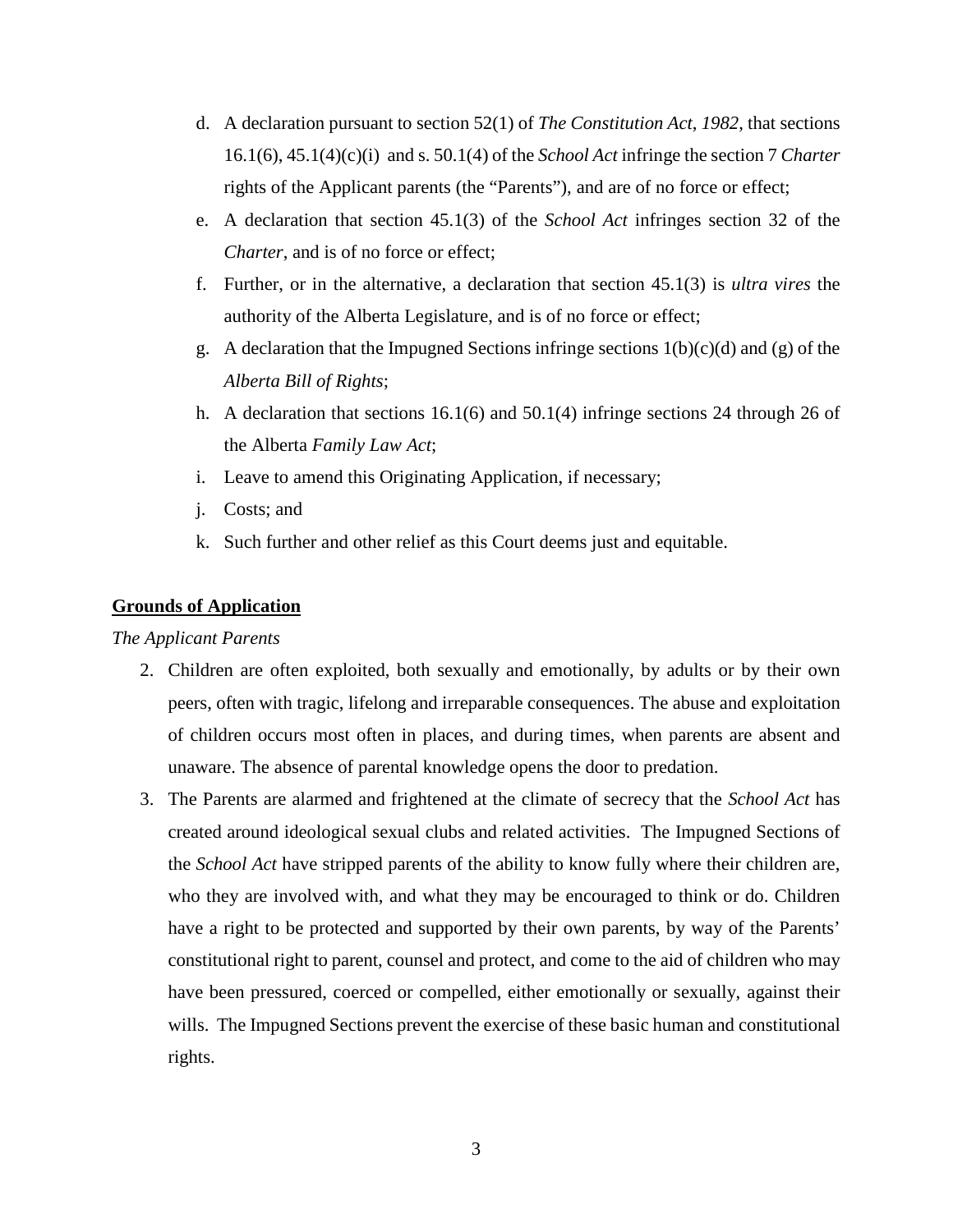d. A declaration pursuant to section 52(1) of *The Constitution Act*, *1982*, that sections 16.1(6), 45.1(4)(c)(i) and s. 50.1(4) of the *School Act* infringe the section 7 *Charter* rights of the Applicant parents (the "Parents"), and are of no force or effect;

e. A declaration that section 45.1(3) of the *School Act* infringes section 32 of the *Charter*, and is of no force or effect;

f. Further, or in the alternative, a declaration that section 45.1(3) is *ultra vires* the authority of the Alberta Legislature, and is of no force or effect;

g. A declaration that the Impugned Sections infringe sections 1(b)(c)(d) and (g) of the *Alberta Bill of Rights*;

h. A declaration that sections 16.1(6) and 50.1(4) infringe sections 24 through 26 of the Alberta *Family Law Act*;

i. Leave to amend this Originating Application, if necessary;

j. Costs; and

k. Such further and other relief as this Court deems just and equitable.

## Grounds of Application

*The Applicant Parents*

2. Children are often exploited, both sexually and emotionally, by adults or by their own peers, often with tragic, lifelong and irreparable consequences. The abuse and exploitation of children occurs most often in places, and during times, when parents are absent and unaware. The absence of parental knowledge opens the door to predation.

3. The Parents are alarmed and frightened at the climate of secrecy that the *School Act* has created around ideological sexual clubs and related activities. The Impugned Sections of the *School Act* have stripped parents of the ability to know fully where their children are, who they are involved with, and what they may be encouraged to think or do. Children have a right to be protected and supported by their own parents, by way of the Parents' constitutional right to parent, counsel and protect, and come to the aid of children who may have been pressured, coerced or compelled, either emotionally or sexually, against their wills. The Impugned Sections prevent the exercise of these basic human and constitutional rights.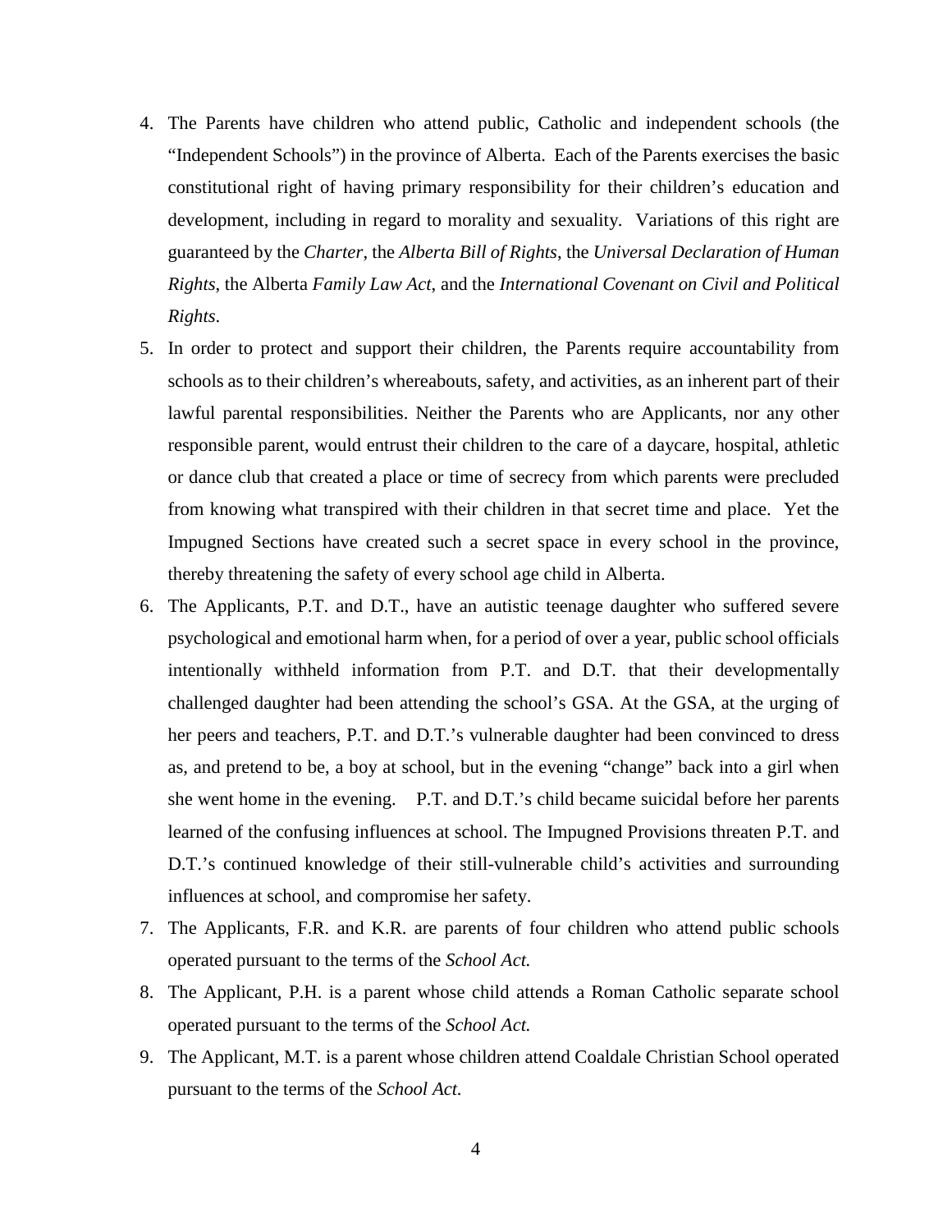4. The Parents have children who attend public, Catholic and independent schools (the "Independent Schools") in the province of Alberta. Each of the Parents exercises the basic constitutional right of having primary responsibility for their children's education and development, including in regard to morality and sexuality. Variations of this right are guaranteed by the *Charter*, the *Alberta Bill of Rights*, the *Universal Declaration of Human Rights*, the Alberta *Family Law Act*, and the *International Covenant on Civil and Political Rights*.
5. In order to protect and support their children, the Parents require accountability from schools as to their children's whereabouts, safety, and activities, as an inherent part of their lawful parental responsibilities. Neither the Parents who are Applicants, nor any other responsible parent, would entrust their children to the care of a daycare, hospital, athletic or dance club that created a place or time of secrecy from which parents were precluded from knowing what transpired with their children in that secret time and place. Yet the Impugned Sections have created such a secret space in every school in the province, thereby threatening the safety of every school age child in Alberta.
6. The Applicants, P.T. and D.T., have an autistic teenage daughter who suffered severe psychological and emotional harm when, for a period of over a year, public school officials intentionally withheld information from P.T. and D.T. that their developmentally challenged daughter had been attending the school's GSA. At the GSA, at the urging of her peers and teachers, P.T. and D.T.'s vulnerable daughter had been convinced to dress as, and pretend to be, a boy at school, but in the evening "change" back into a girl when she went home in the evening. P.T. and D.T.'s child became suicidal before her parents learned of the confusing influences at school. The Impugned Provisions threaten P.T. and D.T.'s continued knowledge of their still-vulnerable child's activities and surrounding influences at school, and compromise her safety.
7. The Applicants, F.R. and K.R. are parents of four children who attend public schools operated pursuant to the terms of the *School Act.*
8. The Applicant, P.H. is a parent whose child attends a Roman Catholic separate school operated pursuant to the terms of the *School Act.*
9. The Applicant, M.T. is a parent whose children attend Coaldale Christian School operated pursuant to the terms of the *School Act.*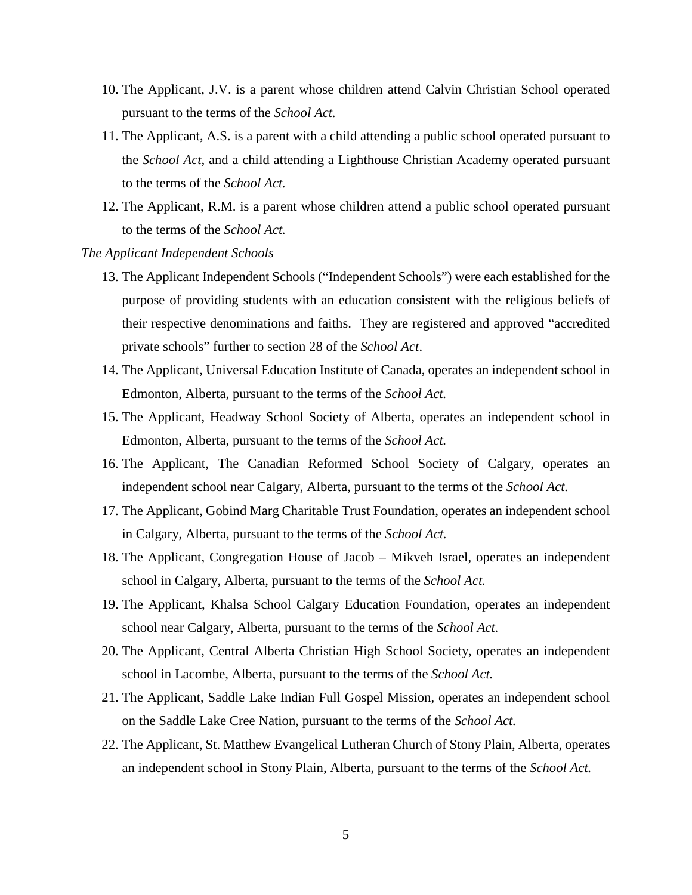10. The Applicant, J.V. is a parent whose children attend Calvin Christian School operated pursuant to the terms of the *School Act.*

11. The Applicant, A.S. is a parent with a child attending a public school operated pursuant to the *School Act*, and a child attending a Lighthouse Christian Academy operated pursuant to the terms of the *School Act.*

12. The Applicant, R.M. is a parent whose children attend a public school operated pursuant to the terms of the *School Act.*

*The Applicant Independent Schools*

13. The Applicant Independent Schools ("Independent Schools") were each established for the purpose of providing students with an education consistent with the religious beliefs of their respective denominations and faiths. They are registered and approved "accredited private schools" further to section 28 of the *School Act*.

14. The Applicant, Universal Education Institute of Canada, operates an independent school in Edmonton, Alberta, pursuant to the terms of the *School Act.*

15. The Applicant, Headway School Society of Alberta, operates an independent school in Edmonton, Alberta, pursuant to the terms of the *School Act.*

16. The Applicant, The Canadian Reformed School Society of Calgary, operates an independent school near Calgary, Alberta, pursuant to the terms of the *School Act.*

17. The Applicant, Gobind Marg Charitable Trust Foundation, operates an independent school in Calgary, Alberta, pursuant to the terms of the *School Act.*

18. The Applicant, Congregation House of Jacob – Mikveh Israel, operates an independent school in Calgary, Alberta, pursuant to the terms of the *School Act.*

19. The Applicant, Khalsa School Calgary Education Foundation, operates an independent school near Calgary, Alberta, pursuant to the terms of the *School Act.*

20. The Applicant, Central Alberta Christian High School Society, operates an independent school in Lacombe, Alberta, pursuant to the terms of the *School Act.*

21. The Applicant, Saddle Lake Indian Full Gospel Mission, operates an independent school on the Saddle Lake Cree Nation, pursuant to the terms of the *School Act.*

22. The Applicant, St. Matthew Evangelical Lutheran Church of Stony Plain, Alberta, operates an independent school in Stony Plain, Alberta, pursuant to the terms of the *School Act.*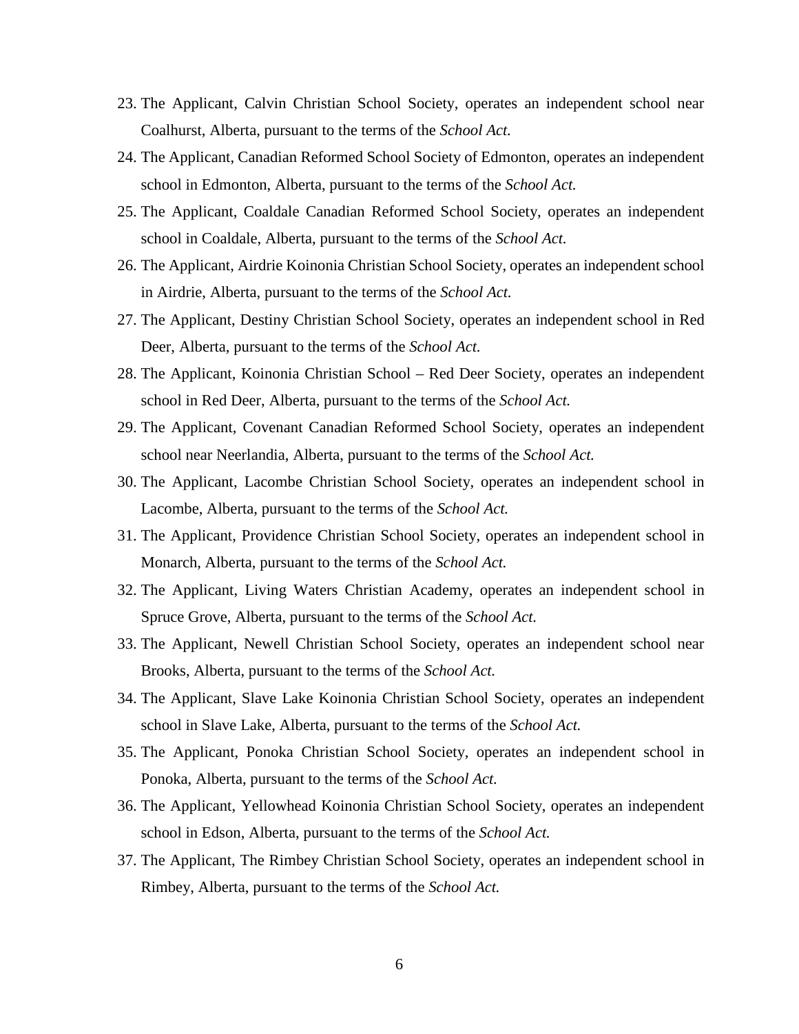23. The Applicant, Calvin Christian School Society, operates an independent school near Coalhurst, Alberta, pursuant to the terms of the *School Act*.
24. The Applicant, Canadian Reformed School Society of Edmonton, operates an independent school in Edmonton, Alberta, pursuant to the terms of the *School Act.*
25. The Applicant, Coaldale Canadian Reformed School Society, operates an independent school in Coaldale, Alberta, pursuant to the terms of the *School Act.*
26. The Applicant, Airdrie Koinonia Christian School Society, operates an independent school in Airdrie, Alberta, pursuant to the terms of the *School Act.*
27. The Applicant, Destiny Christian School Society, operates an independent school in Red Deer, Alberta, pursuant to the terms of the *School Act.*
28. The Applicant, Koinonia Christian School – Red Deer Society, operates an independent school in Red Deer, Alberta, pursuant to the terms of the *School Act.*
29. The Applicant, Covenant Canadian Reformed School Society, operates an independent school near Neerlandia, Alberta, pursuant to the terms of the *School Act.*
30. The Applicant, Lacombe Christian School Society, operates an independent school in Lacombe, Alberta, pursuant to the terms of the *School Act.*
31. The Applicant, Providence Christian School Society, operates an independent school in Monarch, Alberta, pursuant to the terms of the *School Act.*
32. The Applicant, Living Waters Christian Academy, operates an independent school in Spruce Grove, Alberta, pursuant to the terms of the *School Act.*
33. The Applicant, Newell Christian School Society, operates an independent school near Brooks, Alberta, pursuant to the terms of the *School Act.*
34. The Applicant, Slave Lake Koinonia Christian School Society, operates an independent school in Slave Lake, Alberta, pursuant to the terms of the *School Act.*
35. The Applicant, Ponoka Christian School Society, operates an independent school in Ponoka, Alberta, pursuant to the terms of the *School Act.*
36. The Applicant, Yellowhead Koinonia Christian School Society, operates an independent school in Edson, Alberta, pursuant to the terms of the *School Act.*
37. The Applicant, The Rimbey Christian School Society, operates an independent school in Rimbey, Alberta, pursuant to the terms of the *School Act.*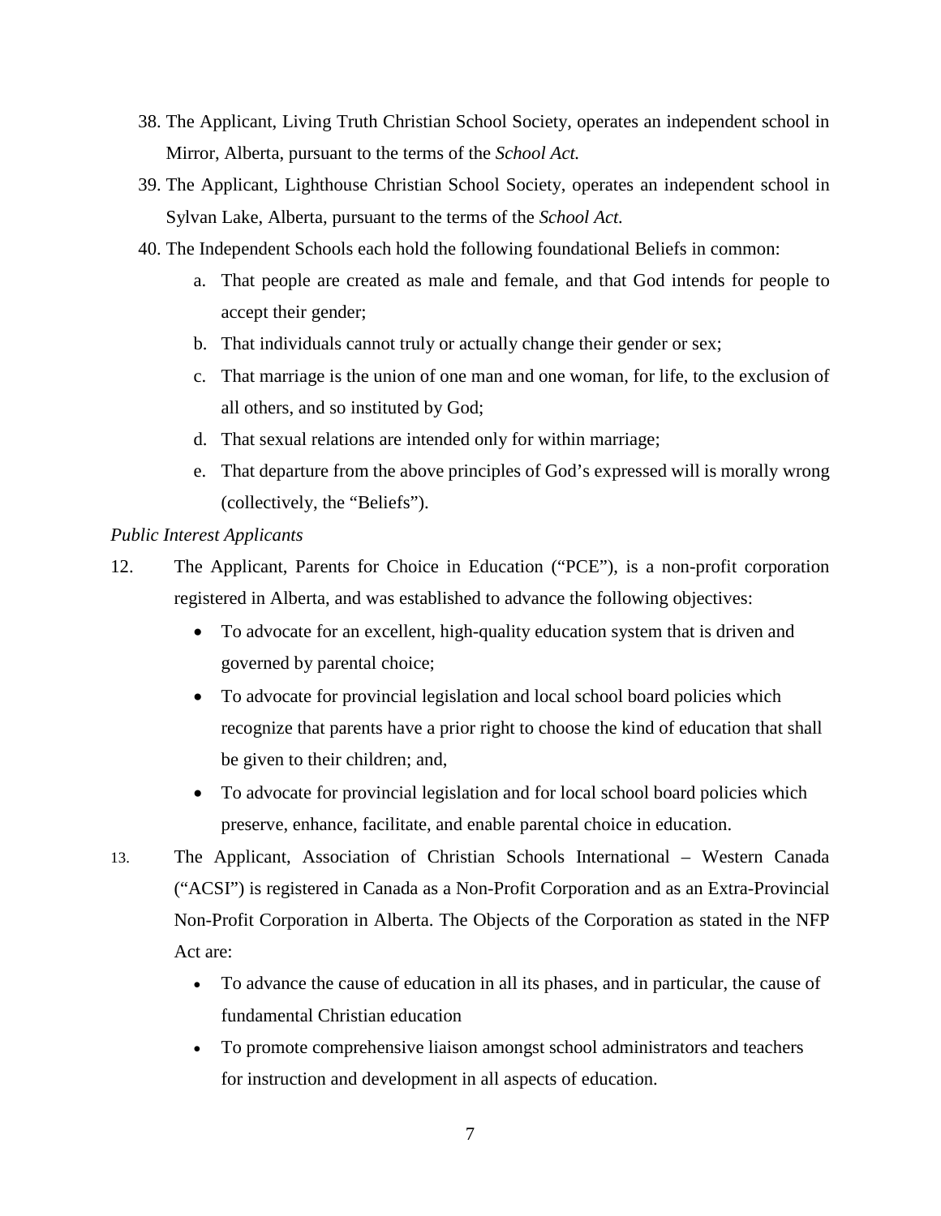38. The Applicant, Living Truth Christian School Society, operates an independent school in Mirror, Alberta, pursuant to the terms of the *School Act.*

39. The Applicant, Lighthouse Christian School Society, operates an independent school in Sylvan Lake, Alberta, pursuant to the terms of the *School Act.*

40. The Independent Schools each hold the following foundational Beliefs in common:

    a. That people are created as male and female, and that God intends for people to accept their gender;

    b. That individuals cannot truly or actually change their gender or sex;

    c. That marriage is the union of one man and one woman, for life, to the exclusion of all others, and so instituted by God;

    d. That sexual relations are intended only for within marriage;

    e. That departure from the above principles of God's expressed will is morally wrong (collectively, the "Beliefs").

*Public Interest Applicants*

12. The Applicant, Parents for Choice in Education ("PCE"), is a non-profit corporation registered in Alberta, and was established to advance the following objectives:

    - To advocate for an excellent, high-quality education system that is driven and governed by parental choice;
    - To advocate for provincial legislation and local school board policies which recognize that parents have a prior right to choose the kind of education that shall be given to their children; and,
    - To advocate for provincial legislation and for local school board policies which preserve, enhance, facilitate, and enable parental choice in education.

13. The Applicant, Association of Christian Schools International – Western Canada ("ACSI") is registered in Canada as a Non-Profit Corporation and as an Extra-Provincial Non-Profit Corporation in Alberta. The Objects of the Corporation as stated in the NFP Act are:

    - To advance the cause of education in all its phases, and in particular, the cause of fundamental Christian education
    - To promote comprehensive liaison amongst school administrators and teachers for instruction and development in all aspects of education.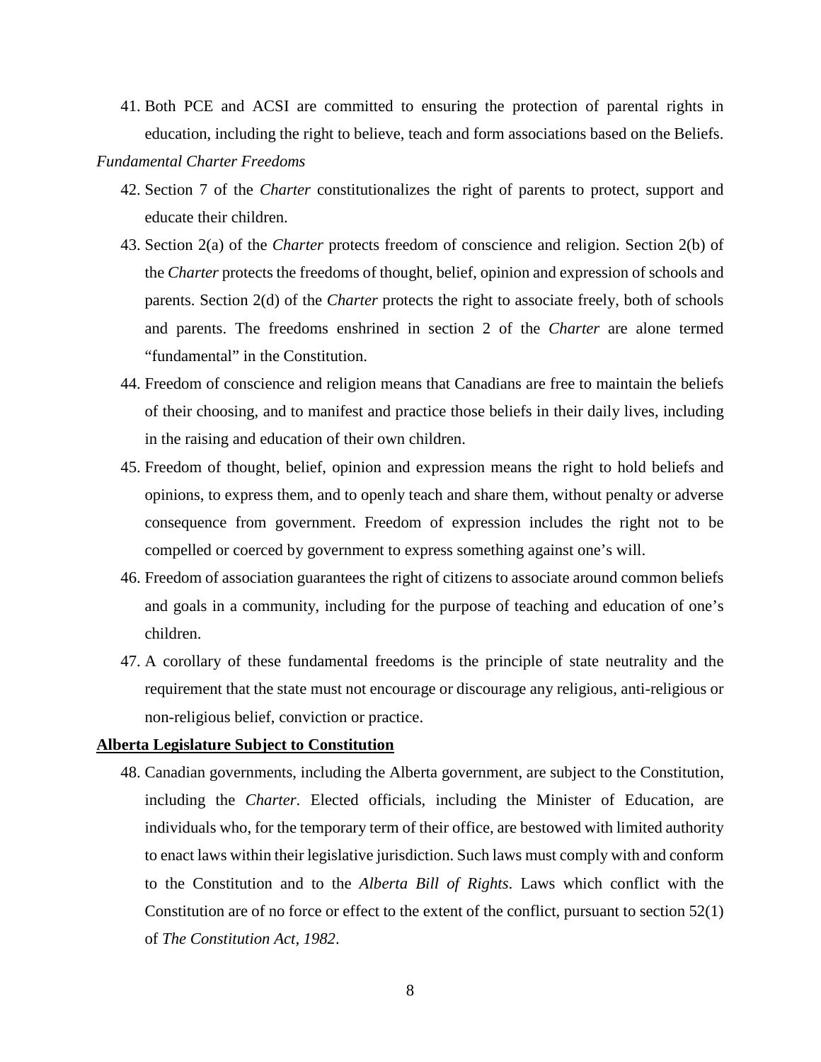41. Both PCE and ACSI are committed to ensuring the protection of parental rights in education, including the right to believe, teach and form associations based on the Beliefs.

*Fundamental Charter Freedoms*

42. Section 7 of the *Charter* constitutionalizes the right of parents to protect, support and educate their children.
43. Section 2(a) of the *Charter* protects freedom of conscience and religion. Section 2(b) of the *Charter* protects the freedoms of thought, belief, opinion and expression of schools and parents. Section 2(d) of the *Charter* protects the right to associate freely, both of schools and parents. The freedoms enshrined in section 2 of the *Charter* are alone termed "fundamental" in the Constitution.
44. Freedom of conscience and religion means that Canadians are free to maintain the beliefs of their choosing, and to manifest and practice those beliefs in their daily lives, including in the raising and education of their own children.
45. Freedom of thought, belief, opinion and expression means the right to hold beliefs and opinions, to express them, and to openly teach and share them, without penalty or adverse consequence from government. Freedom of expression includes the right not to be compelled or coerced by government to express something against one's will.
46. Freedom of association guarantees the right of citizens to associate around common beliefs and goals in a community, including for the purpose of teaching and education of one's children.
47. A corollary of these fundamental freedoms is the principle of state neutrality and the requirement that the state must not encourage or discourage any religious, anti-religious or non-religious belief, conviction or practice.

**Alberta Legislature Subject to Constitution**

48. Canadian governments, including the Alberta government, are subject to the Constitution, including the *Charter*. Elected officials, including the Minister of Education, are individuals who, for the temporary term of their office, are bestowed with limited authority to enact laws within their legislative jurisdiction. Such laws must comply with and conform to the Constitution and to the *Alberta Bill of Rights*. Laws which conflict with the Constitution are of no force or effect to the extent of the conflict, pursuant to section 52(1) of *The Constitution Act, 1982*.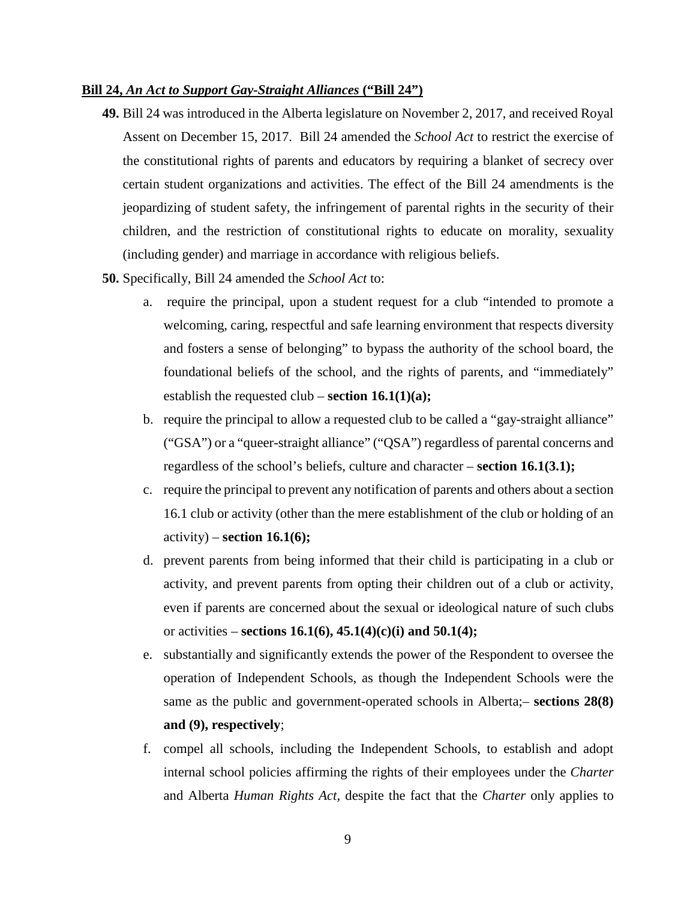**Bill 24, *An Act to Support Gay-Straight Alliances* ("Bill 24")**

**49.** Bill 24 was introduced in the Alberta legislature on November 2, 2017, and received Royal Assent on December 15, 2017. Bill 24 amended the *School Act* to restrict the exercise of the constitutional rights of parents and educators by requiring a blanket of secrecy over certain student organizations and activities. The effect of the Bill 24 amendments is the jeopardizing of student safety, the infringement of parental rights in the security of their children, and the restriction of constitutional rights to educate on morality, sexuality (including gender) and marriage in accordance with religious beliefs.

**50.** Specifically, Bill 24 amended the *School Act* to:

a. require the principal, upon a student request for a club "intended to promote a welcoming, caring, respectful and safe learning environment that respects diversity and fosters a sense of belonging" to bypass the authority of the school board, the foundational beliefs of the school, and the rights of parents, and "immediately" establish the requested club – **section 16.1(1)(a);**

b. require the principal to allow a requested club to be called a "gay-straight alliance" ("GSA") or a "queer-straight alliance" ("QSA") regardless of parental concerns and regardless of the school's beliefs, culture and character – **section 16.1(3.1);**

c. require the principal to prevent any notification of parents and others about a section 16.1 club or activity (other than the mere establishment of the club or holding of an activity) – **section 16.1(6);**

d. prevent parents from being informed that their child is participating in a club or activity, and prevent parents from opting their children out of a club or activity, even if parents are concerned about the sexual or ideological nature of such clubs or activities – **sections 16.1(6), 45.1(4)(c)(i) and 50.1(4);**

e. substantially and significantly extends the power of the Respondent to oversee the operation of Independent Schools, as though the Independent Schools were the same as the public and government-operated schools in Alberta;– **sections 28(8) and (9), respectively**;

f. compel all schools, including the Independent Schools, to establish and adopt internal school policies affirming the rights of their employees under the *Charter* and Alberta *Human Rights Act*, despite the fact that the *Charter* only applies to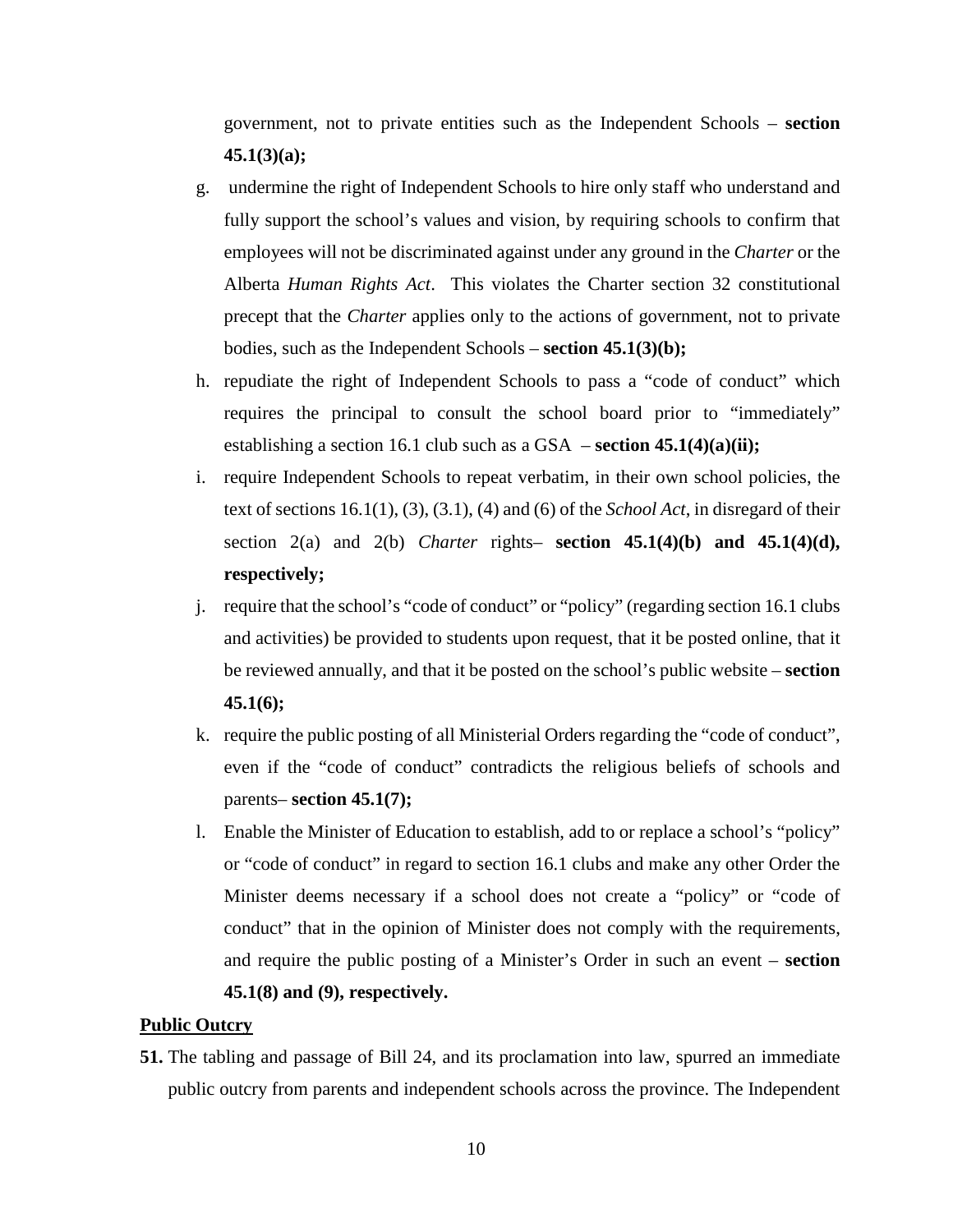government, not to private entities such as the Independent Schools – **section 45.1(3)(a);**

g. undermine the right of Independent Schools to hire only staff who understand and fully support the school's values and vision, by requiring schools to confirm that employees will not be discriminated against under any ground in the *Charter* or the Alberta *Human Rights Act*. This violates the Charter section 32 constitutional precept that the *Charter* applies only to the actions of government, not to private bodies, such as the Independent Schools – **section 45.1(3)(b);**

h. repudiate the right of Independent Schools to pass a "code of conduct" which requires the principal to consult the school board prior to "immediately" establishing a section 16.1 club such as a GSA – **section 45.1(4)(a)(ii);**

i. require Independent Schools to repeat verbatim, in their own school policies, the text of sections 16.1(1), (3), (3.1), (4) and (6) of the *School Act*, in disregard of their section 2(a) and 2(b) *Charter* rights– **section 45.1(4)(b) and 45.1(4)(d), respectively;**

j. require that the school's "code of conduct" or "policy" (regarding section 16.1 clubs and activities) be provided to students upon request, that it be posted online, that it be reviewed annually, and that it be posted on the school's public website – **section 45.1(6);**

k. require the public posting of all Ministerial Orders regarding the "code of conduct", even if the "code of conduct" contradicts the religious beliefs of schools and parents– **section 45.1(7);**

l. Enable the Minister of Education to establish, add to or replace a school's "policy" or "code of conduct" in regard to section 16.1 clubs and make any other Order the Minister deems necessary if a school does not create a "policy" or "code of conduct" that in the opinion of Minister does not comply with the requirements, and require the public posting of a Minister's Order in such an event – **section 45.1(8) and (9), respectively.**

**Public Outcry**

**51.** The tabling and passage of Bill 24, and its proclamation into law, spurred an immediate public outcry from parents and independent schools across the province. The Independent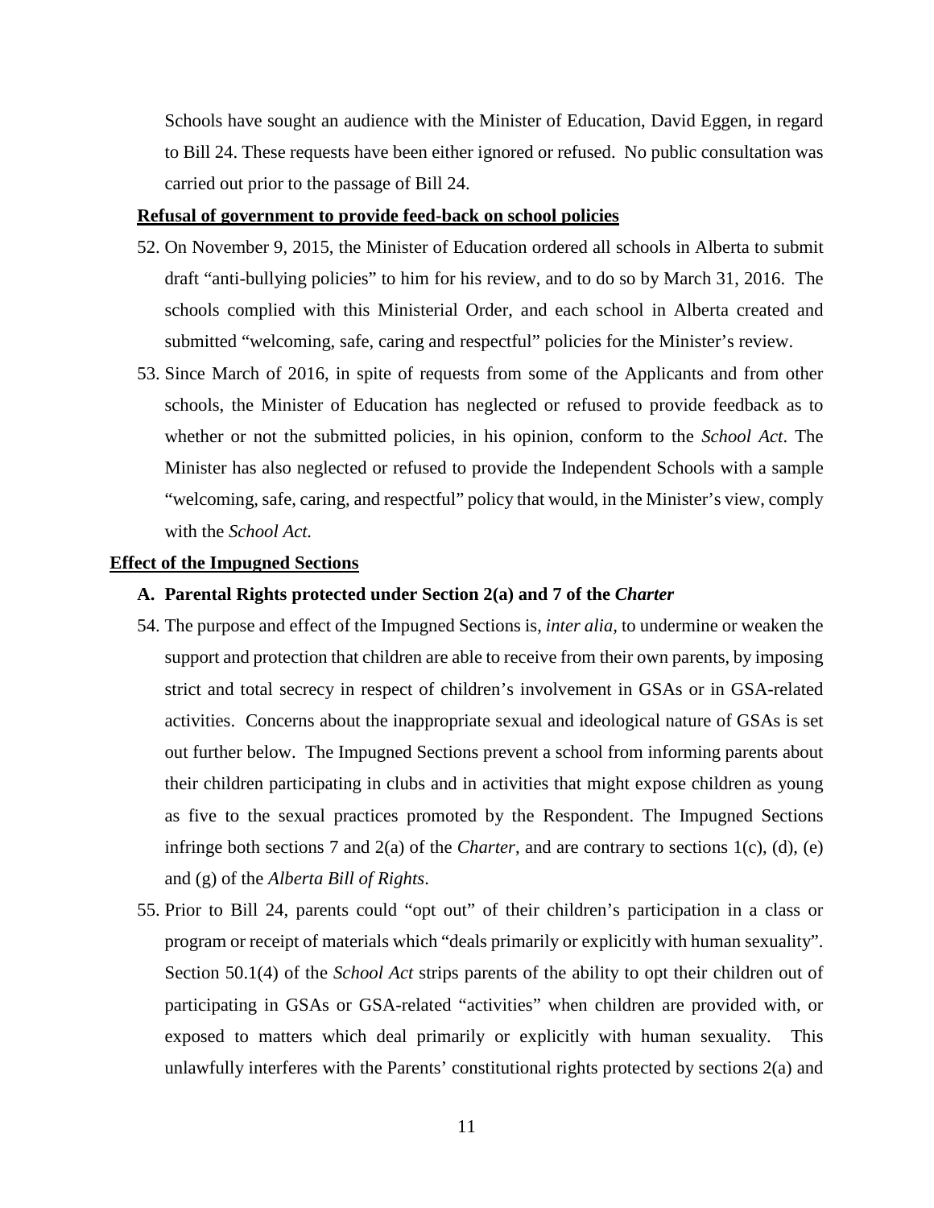Schools have sought an audience with the Minister of Education, David Eggen, in regard to Bill 24. These requests have been either ignored or refused. No public consultation was carried out prior to the passage of Bill 24.

**Refusal of government to provide feed-back on school policies**

52. On November 9, 2015, the Minister of Education ordered all schools in Alberta to submit draft "anti-bullying policies" to him for his review, and to do so by March 31, 2016. The schools complied with this Ministerial Order, and each school in Alberta created and submitted "welcoming, safe, caring and respectful" policies for the Minister's review.

53. Since March of 2016, in spite of requests from some of the Applicants and from other schools, the Minister of Education has neglected or refused to provide feedback as to whether or not the submitted policies, in his opinion, conform to the *School Act*. The Minister has also neglected or refused to provide the Independent Schools with a sample "welcoming, safe, caring, and respectful" policy that would, in the Minister's view, comply with the *School Act.*

**Effect of the Impugned Sections**

**A. Parental Rights protected under Section 2(a) and 7 of the *Charter***

54. The purpose and effect of the Impugned Sections is, *inter alia,* to undermine or weaken the support and protection that children are able to receive from their own parents, by imposing strict and total secrecy in respect of children's involvement in GSAs or in GSA-related activities. Concerns about the inappropriate sexual and ideological nature of GSAs is set out further below. The Impugned Sections prevent a school from informing parents about their children participating in clubs and in activities that might expose children as young as five to the sexual practices promoted by the Respondent. The Impugned Sections infringe both sections 7 and 2(a) of the *Charter*, and are contrary to sections 1(c), (d), (e) and (g) of the *Alberta Bill of Rights*.

55. Prior to Bill 24, parents could "opt out" of their children's participation in a class or program or receipt of materials which "deals primarily or explicitly with human sexuality". Section 50.1(4) of the *School Act* strips parents of the ability to opt their children out of participating in GSAs or GSA-related "activities" when children are provided with, or exposed to matters which deal primarily or explicitly with human sexuality. This unlawfully interferes with the Parents' constitutional rights protected by sections 2(a) and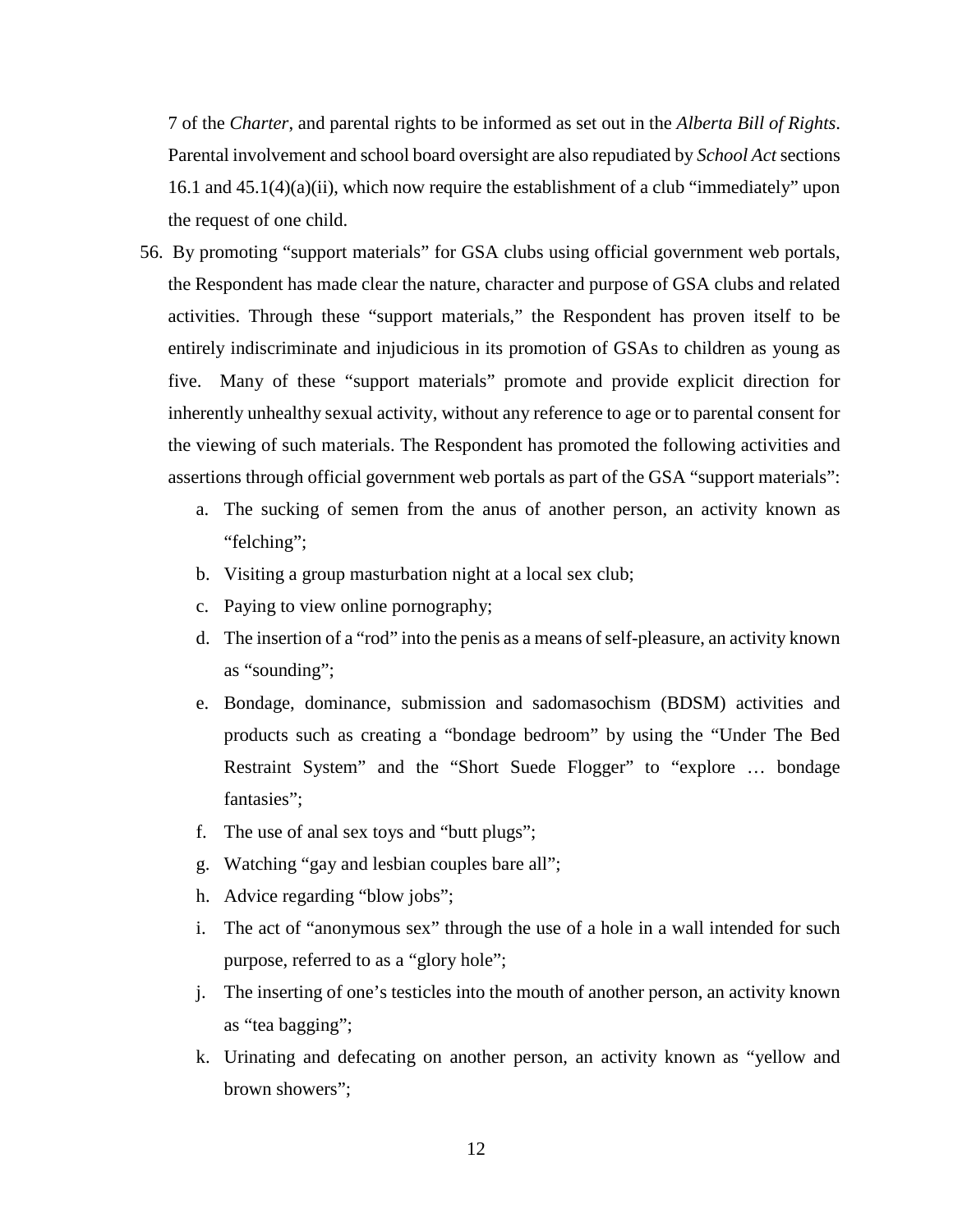7 of the *Charter*, and parental rights to be informed as set out in the *Alberta Bill of Rights*. Parental involvement and school board oversight are also repudiated by *School Act* sections 16.1 and 45.1(4)(a)(ii), which now require the establishment of a club "immediately" upon the request of one child.

56. By promoting "support materials" for GSA clubs using official government web portals, the Respondent has made clear the nature, character and purpose of GSA clubs and related activities. Through these "support materials," the Respondent has proven itself to be entirely indiscriminate and injudicious in its promotion of GSAs to children as young as five. Many of these "support materials" promote and provide explicit direction for inherently unhealthy sexual activity, without any reference to age or to parental consent for the viewing of such materials. The Respondent has promoted the following activities and assertions through official government web portals as part of the GSA "support materials":

    a. The sucking of semen from the anus of another person, an activity known as "felching";

    b. Visiting a group masturbation night at a local sex club;

    c. Paying to view online pornography;

    d. The insertion of a "rod" into the penis as a means of self-pleasure, an activity known as "sounding";

    e. Bondage, dominance, submission and sadomasochism (BDSM) activities and products such as creating a "bondage bedroom" by using the "Under The Bed Restraint System" and the "Short Suede Flogger" to "explore … bondage fantasies";

    f. The use of anal sex toys and "butt plugs";

    g. Watching "gay and lesbian couples bare all";

    h. Advice regarding "blow jobs";

    i. The act of "anonymous sex" through the use of a hole in a wall intended for such purpose, referred to as a "glory hole";

    j. The inserting of one's testicles into the mouth of another person, an activity known as "tea bagging";

    k. Urinating and defecating on another person, an activity known as "yellow and brown showers";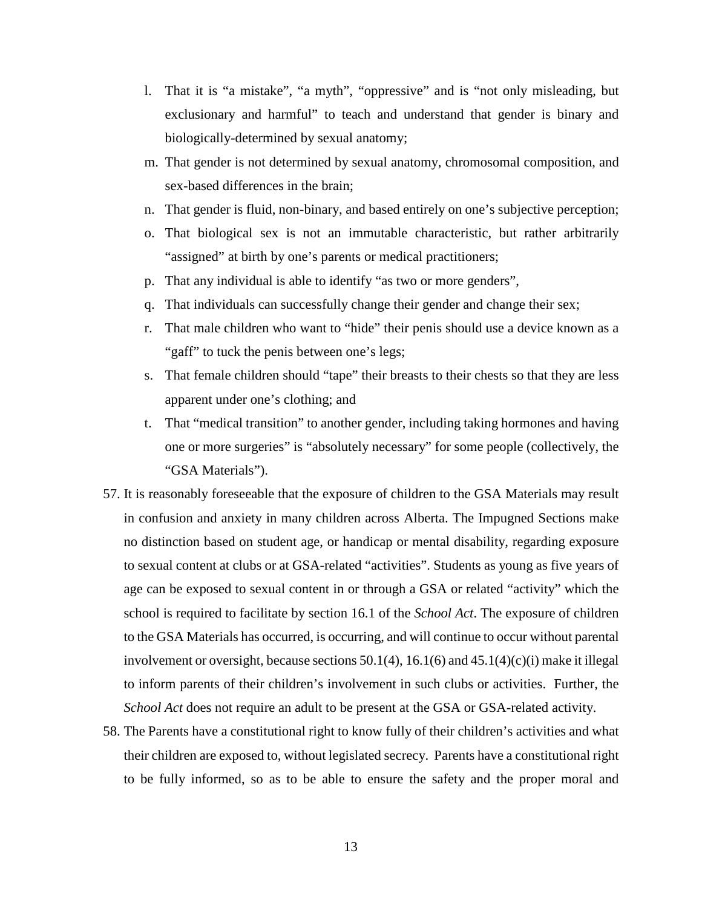l. That it is "a mistake", "a myth", "oppressive" and is "not only misleading, but exclusionary and harmful" to teach and understand that gender is binary and biologically-determined by sexual anatomy;

m. That gender is not determined by sexual anatomy, chromosomal composition, and sex-based differences in the brain;

n. That gender is fluid, non-binary, and based entirely on one's subjective perception;

o. That biological sex is not an immutable characteristic, but rather arbitrarily "assigned" at birth by one's parents or medical practitioners;

p. That any individual is able to identify "as two or more genders",

q. That individuals can successfully change their gender and change their sex;

r. That male children who want to "hide" their penis should use a device known as a "gaff" to tuck the penis between one's legs;

s. That female children should "tape" their breasts to their chests so that they are less apparent under one's clothing; and

t. That "medical transition" to another gender, including taking hormones and having one or more surgeries" is "absolutely necessary" for some people (collectively, the "GSA Materials").

57. It is reasonably foreseeable that the exposure of children to the GSA Materials may result in confusion and anxiety in many children across Alberta. The Impugned Sections make no distinction based on student age, or handicap or mental disability, regarding exposure to sexual content at clubs or at GSA-related "activities". Students as young as five years of age can be exposed to sexual content in or through a GSA or related "activity" which the school is required to facilitate by section 16.1 of the *School Act*. The exposure of children to the GSA Materials has occurred, is occurring, and will continue to occur without parental involvement or oversight, because sections 50.1(4), 16.1(6) and 45.1(4)(c)(i) make it illegal to inform parents of their children's involvement in such clubs or activities. Further, the *School Act* does not require an adult to be present at the GSA or GSA-related activity.

58. The Parents have a constitutional right to know fully of their children's activities and what their children are exposed to, without legislated secrecy. Parents have a constitutional right to be fully informed, so as to be able to ensure the safety and the proper moral and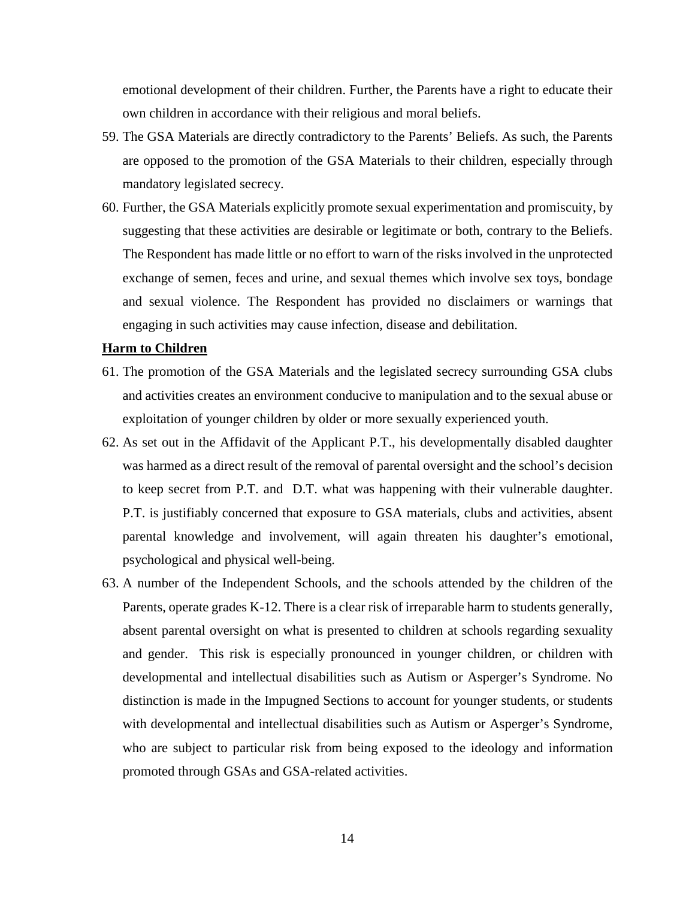emotional development of their children. Further, the Parents have a right to educate their own children in accordance with their religious and moral beliefs.

59. The GSA Materials are directly contradictory to the Parents' Beliefs. As such, the Parents are opposed to the promotion of the GSA Materials to their children, especially through mandatory legislated secrecy.

60. Further, the GSA Materials explicitly promote sexual experimentation and promiscuity, by suggesting that these activities are desirable or legitimate or both, contrary to the Beliefs. The Respondent has made little or no effort to warn of the risks involved in the unprotected exchange of semen, feces and urine, and sexual themes which involve sex toys, bondage and sexual violence. The Respondent has provided no disclaimers or warnings that engaging in such activities may cause infection, disease and debilitation.

**Harm to Children**

61. The promotion of the GSA Materials and the legislated secrecy surrounding GSA clubs and activities creates an environment conducive to manipulation and to the sexual abuse or exploitation of younger children by older or more sexually experienced youth.

62. As set out in the Affidavit of the Applicant P.T., his developmentally disabled daughter was harmed as a direct result of the removal of parental oversight and the school's decision to keep secret from P.T. and D.T. what was happening with their vulnerable daughter. P.T. is justifiably concerned that exposure to GSA materials, clubs and activities, absent parental knowledge and involvement, will again threaten his daughter's emotional, psychological and physical well-being.

63. A number of the Independent Schools, and the schools attended by the children of the Parents, operate grades K-12. There is a clear risk of irreparable harm to students generally, absent parental oversight on what is presented to children at schools regarding sexuality and gender. This risk is especially pronounced in younger children, or children with developmental and intellectual disabilities such as Autism or Asperger's Syndrome. No distinction is made in the Impugned Sections to account for younger students, or students with developmental and intellectual disabilities such as Autism or Asperger's Syndrome, who are subject to particular risk from being exposed to the ideology and information promoted through GSAs and GSA-related activities.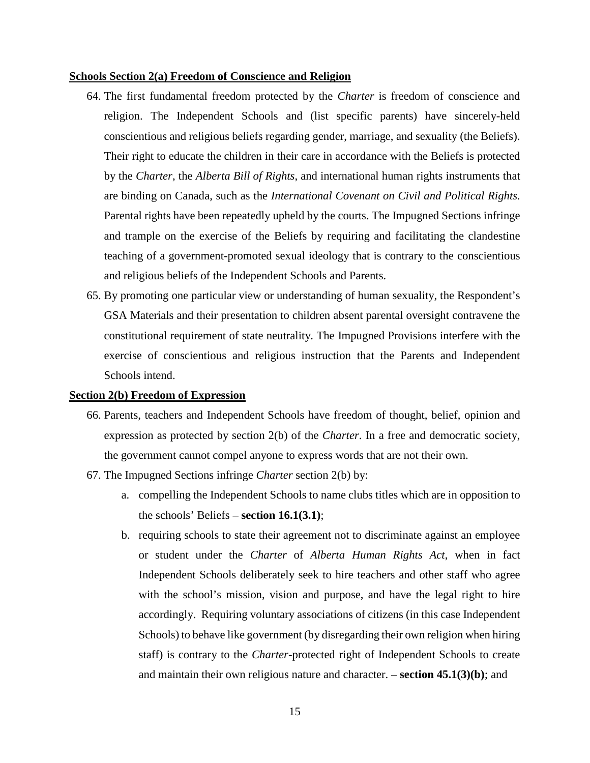**Schools Section 2(a) Freedom of Conscience and Religion**

64. The first fundamental freedom protected by the *Charter* is freedom of conscience and religion. The Independent Schools and (list specific parents) have sincerely-held conscientious and religious beliefs regarding gender, marriage, and sexuality (the Beliefs). Their right to educate the children in their care in accordance with the Beliefs is protected by the *Charter*, the *Alberta Bill of Rights*, and international human rights instruments that are binding on Canada, such as the *International Covenant on Civil and Political Rights*. Parental rights have been repeatedly upheld by the courts. The Impugned Sections infringe and trample on the exercise of the Beliefs by requiring and facilitating the clandestine teaching of a government-promoted sexual ideology that is contrary to the conscientious and religious beliefs of the Independent Schools and Parents.

65. By promoting one particular view or understanding of human sexuality, the Respondent's GSA Materials and their presentation to children absent parental oversight contravene the constitutional requirement of state neutrality. The Impugned Provisions interfere with the exercise of conscientious and religious instruction that the Parents and Independent Schools intend.

**Section 2(b) Freedom of Expression**

66. Parents, teachers and Independent Schools have freedom of thought, belief, opinion and expression as protected by section 2(b) of the *Charter*. In a free and democratic society, the government cannot compel anyone to express words that are not their own.

67. The Impugned Sections infringe *Charter* section 2(b) by:

    a. compelling the Independent Schools to name clubs titles which are in opposition to the schools' Beliefs – **section 16.1(3.1)**;

    b. requiring schools to state their agreement not to discriminate against an employee or student under the *Charter* of *Alberta Human Rights Act*, when in fact Independent Schools deliberately seek to hire teachers and other staff who agree with the school's mission, vision and purpose, and have the legal right to hire accordingly. Requiring voluntary associations of citizens (in this case Independent Schools) to behave like government (by disregarding their own religion when hiring staff) is contrary to the *Charter*-protected right of Independent Schools to create and maintain their own religious nature and character. – **section 45.1(3)(b)**; and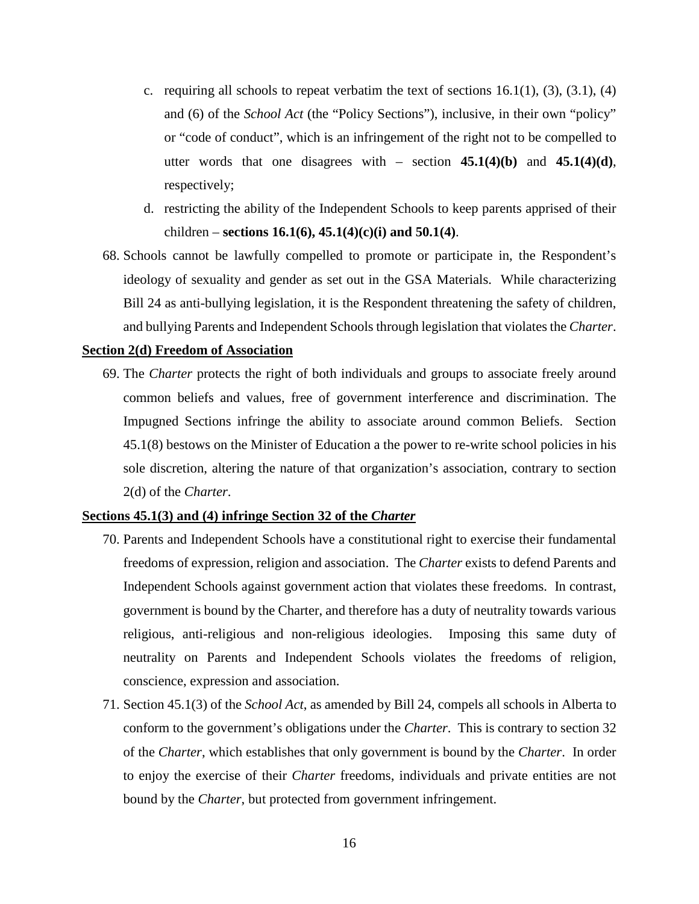c. requiring all schools to repeat verbatim the text of sections 16.1(1), (3), (3.1), (4) and (6) of the *School Act* (the "Policy Sections"), inclusive, in their own "policy" or "code of conduct", which is an infringement of the right not to be compelled to utter words that one disagrees with – section **45.1(4)(b)** and **45.1(4)(d)**, respectively;

d. restricting the ability of the Independent Schools to keep parents apprised of their children – **sections 16.1(6), 45.1(4)(c)(i) and 50.1(4)**.

68. Schools cannot be lawfully compelled to promote or participate in, the Respondent's ideology of sexuality and gender as set out in the GSA Materials. While characterizing Bill 24 as anti-bullying legislation, it is the Respondent threatening the safety of children, and bullying Parents and Independent Schools through legislation that violates the *Charter*.

**Section 2(d) Freedom of Association**

69. The *Charter* protects the right of both individuals and groups to associate freely around common beliefs and values, free of government interference and discrimination. The Impugned Sections infringe the ability to associate around common Beliefs. Section 45.1(8) bestows on the Minister of Education a the power to re-write school policies in his sole discretion, altering the nature of that organization's association, contrary to section 2(d) of the *Charter*.

**Sections 45.1(3) and (4) infringe Section 32 of the *Charter***

70. Parents and Independent Schools have a constitutional right to exercise their fundamental freedoms of expression, religion and association. The *Charter* exists to defend Parents and Independent Schools against government action that violates these freedoms. In contrast, government is bound by the Charter, and therefore has a duty of neutrality towards various religious, anti-religious and non-religious ideologies. Imposing this same duty of neutrality on Parents and Independent Schools violates the freedoms of religion, conscience, expression and association.

71. Section 45.1(3) of the *School Act*, as amended by Bill 24, compels all schools in Alberta to conform to the government's obligations under the *Charter*. This is contrary to section 32 of the *Charter*, which establishes that only government is bound by the *Charter*. In order to enjoy the exercise of their *Charter* freedoms, individuals and private entities are not bound by the *Charter*, but protected from government infringement.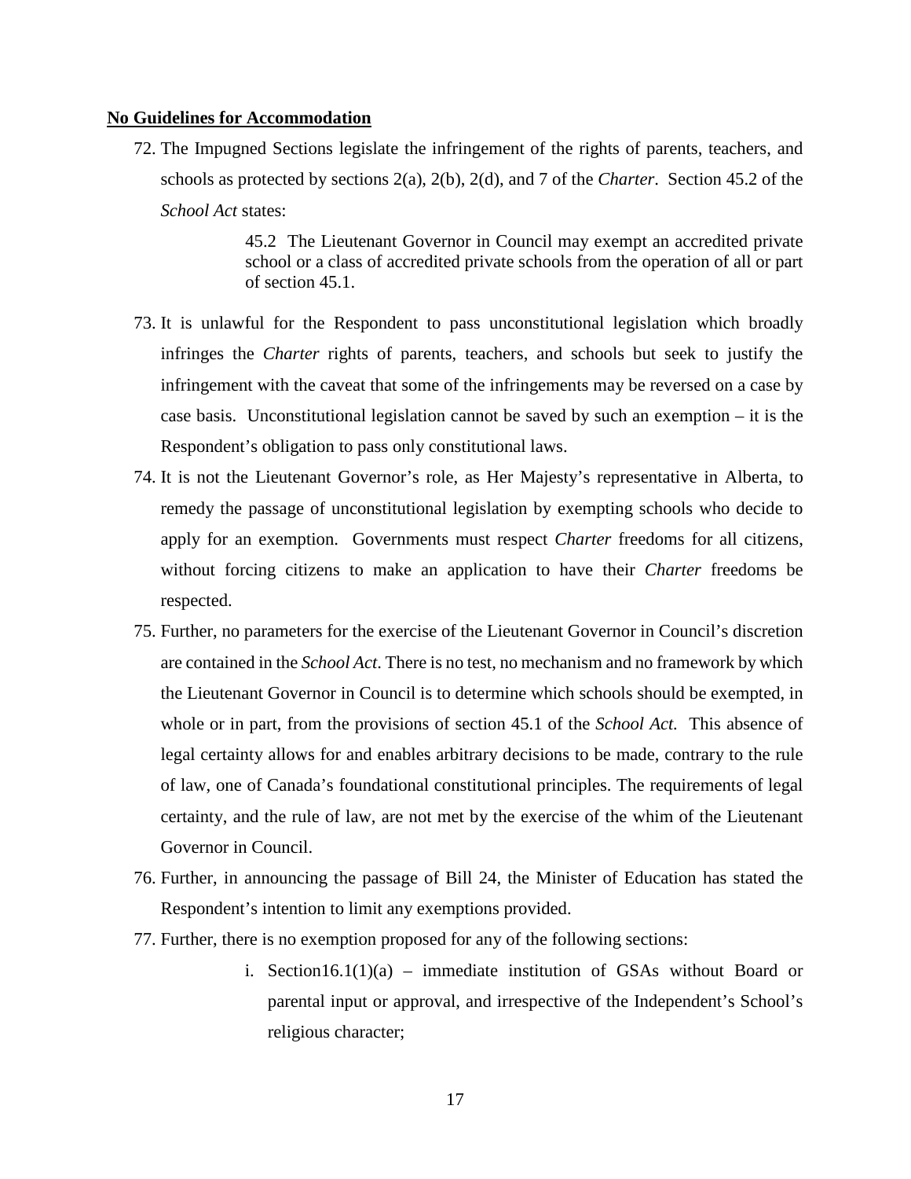**No Guidelines for Accommodation**

72. The Impugned Sections legislate the infringement of the rights of parents, teachers, and schools as protected by sections 2(a), 2(b), 2(d), and 7 of the *Charter*. Section 45.2 of the *School Act* states:

> 45.2 The Lieutenant Governor in Council may exempt an accredited private school or a class of accredited private schools from the operation of all or part of section 45.1.

73. It is unlawful for the Respondent to pass unconstitutional legislation which broadly infringes the *Charter* rights of parents, teachers, and schools but seek to justify the infringement with the caveat that some of the infringements may be reversed on a case by case basis. Unconstitutional legislation cannot be saved by such an exemption – it is the Respondent's obligation to pass only constitutional laws.

74. It is not the Lieutenant Governor's role, as Her Majesty's representative in Alberta, to remedy the passage of unconstitutional legislation by exempting schools who decide to apply for an exemption. Governments must respect *Charter* freedoms for all citizens, without forcing citizens to make an application to have their *Charter* freedoms be respected.

75. Further, no parameters for the exercise of the Lieutenant Governor in Council's discretion are contained in the *School Act*. There is no test, no mechanism and no framework by which the Lieutenant Governor in Council is to determine which schools should be exempted, in whole or in part, from the provisions of section 45.1 of the *School Act.* This absence of legal certainty allows for and enables arbitrary decisions to be made, contrary to the rule of law, one of Canada's foundational constitutional principles. The requirements of legal certainty, and the rule of law, are not met by the exercise of the whim of the Lieutenant Governor in Council.

76. Further, in announcing the passage of Bill 24, the Minister of Education has stated the Respondent's intention to limit any exemptions provided.

77. Further, there is no exemption proposed for any of the following sections:

    i. Section16.1(1)(a) – immediate institution of GSAs without Board or parental input or approval, and irrespective of the Independent's School's religious character;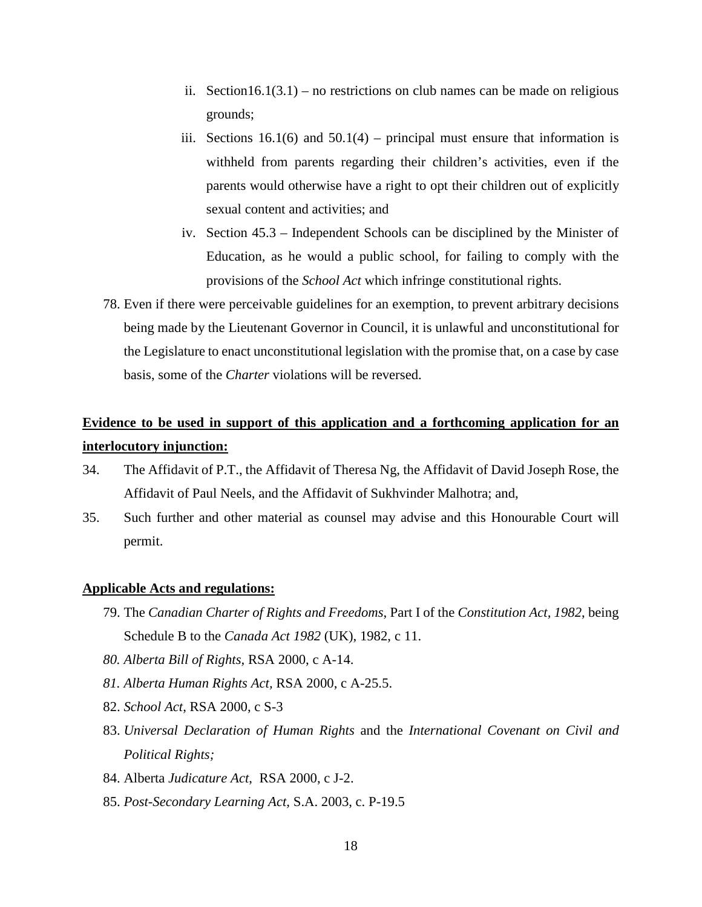ii. Section16.1(3.1) – no restrictions on club names can be made on religious grounds;

iii. Sections 16.1(6) and 50.1(4) – principal must ensure that information is withheld from parents regarding their children's activities, even if the parents would otherwise have a right to opt their children out of explicitly sexual content and activities; and

iv. Section 45.3 – Independent Schools can be disciplined by the Minister of Education, as he would a public school, for failing to comply with the provisions of the *School Act* which infringe constitutional rights.

78. Even if there were perceivable guidelines for an exemption, to prevent arbitrary decisions being made by the Lieutenant Governor in Council, it is unlawful and unconstitutional for the Legislature to enact unconstitutional legislation with the promise that, on a case by case basis, some of the *Charter* violations will be reversed.

**Evidence to be used in support of this application and a forthcoming application for an interlocutory injunction:**

34. The Affidavit of P.T., the Affidavit of Theresa Ng, the Affidavit of David Joseph Rose, the Affidavit of Paul Neels, and the Affidavit of Sukhvinder Malhotra; and,

35. Such further and other material as counsel may advise and this Honourable Court will permit.

**Applicable Acts and regulations:**

79. The *Canadian Charter of Rights and Freedoms*, Part I of the *Constitution Act, 1982*, being Schedule B to the *Canada Act 1982* (UK), 1982, c 11.

80. *Alberta Bill of Rights*, RSA 2000, c A-14.

81. *Alberta Human Rights Act*, RSA 2000, c A-25.5.

82. *School Act*, RSA 2000, c S-3

83. *Universal Declaration of Human Rights* and the *International Covenant on Civil and Political Rights;*

84. Alberta *Judicature Act*, RSA 2000, c J-2.

85. *Post-Secondary Learning Act*, S.A. 2003, c. P-19.5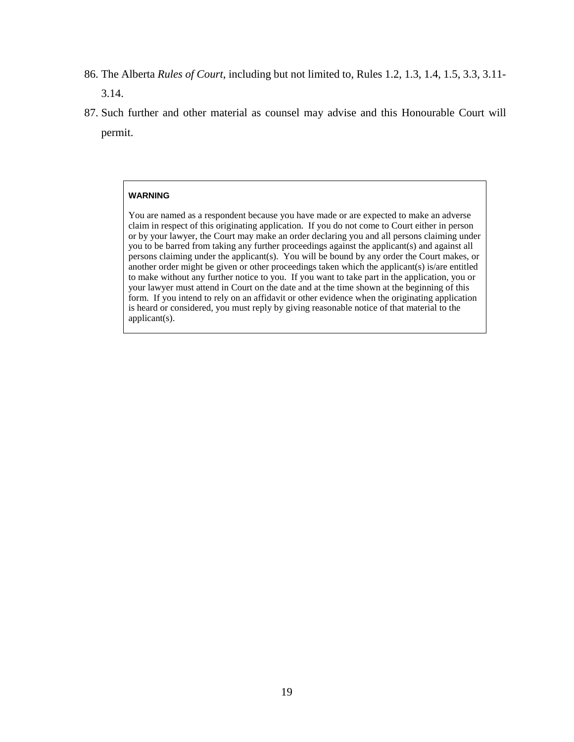86. The Alberta *Rules of Court*, including but not limited to, Rules 1.2, 1.3, 1.4, 1.5, 3.3, 3.11-3.14.
87. Such further and other material as counsel may advise and this Honourable Court will permit.

**WARNING**

You are named as a respondent because you have made or are expected to make an adverse claim in respect of this originating application. If you do not come to Court either in person or by your lawyer, the Court may make an order declaring you and all persons claiming under you to be barred from taking any further proceedings against the applicant(s) and against all persons claiming under the applicant(s). You will be bound by any order the Court makes, or another order might be given or other proceedings taken which the applicant(s) is/are entitled to make without any further notice to you. If you want to take part in the application, you or your lawyer must attend in Court on the date and at the time shown at the beginning of this form. If you intend to rely on an affidavit or other evidence when the originating application is heard or considered, you must reply by giving reasonable notice of that material to the applicant(s).